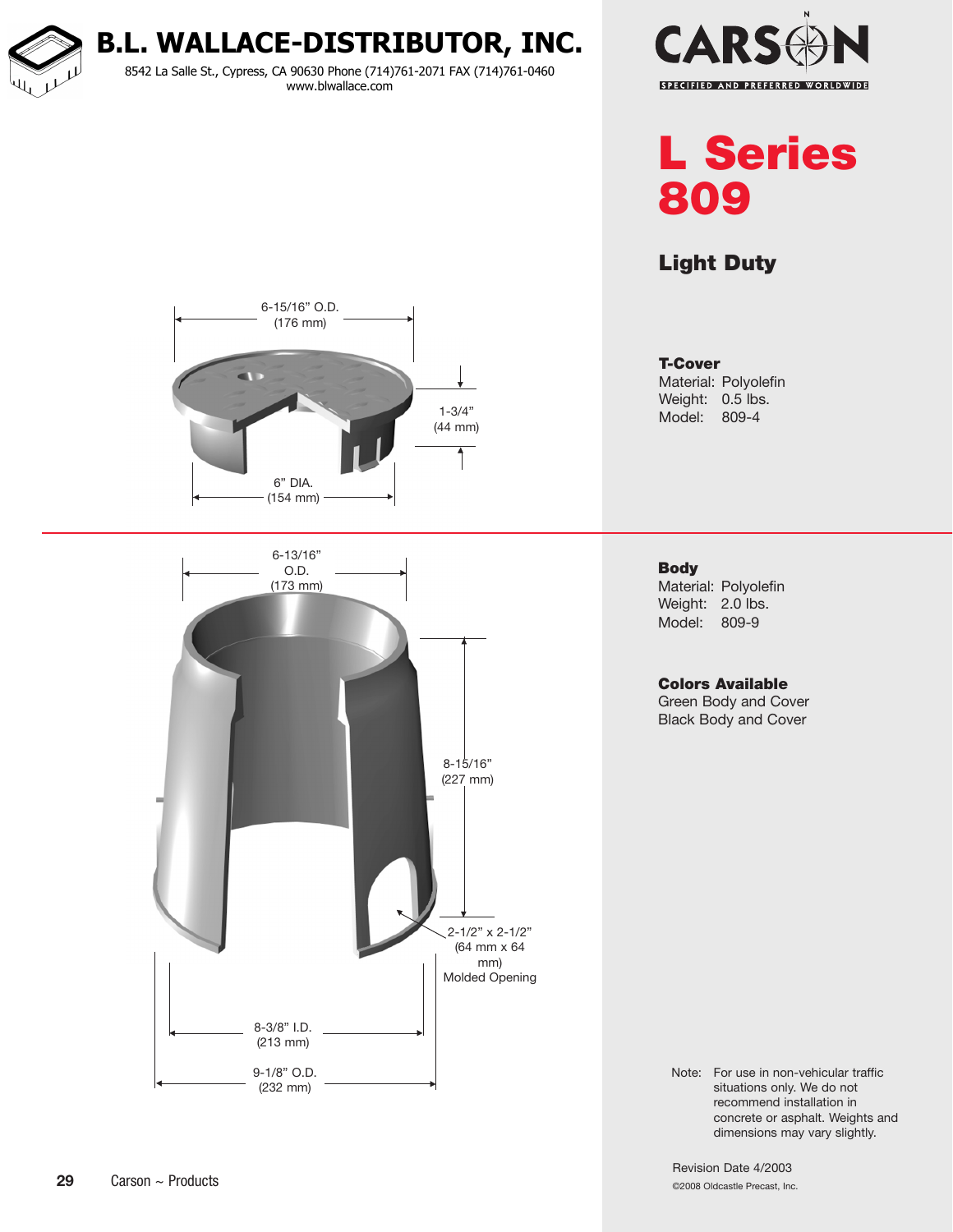# B.L. WALLACE-DISTRIBUTOR, INC.

8542 La Salle St., Cypress, CA 90630 Phone (714)761-2071 FAX (714)761-0460
www.blwallace.com

CARSON
SPECIFIED AND PREFERRED WORLDWIDE

# L Series 809

## Light Duty

6-15/16" O.D. (176 mm)

1-3/4" (44 mm)

6" DIA. (154 mm)

**T-Cover**
Material: Polyolefin
Weight: 0.5 lbs.
Model: 809-4

6-13/16" O.D. (173 mm)

8-15/16" (227 mm)

2-1/2" x 2-1/2" (64 mm x 64 mm) Molded Opening

8-3/8" I.D. (213 mm)

9-1/8" O.D. (232 mm)

**Body**
Material: Polyolefin
Weight: 2.0 lbs.
Model: 809-9

**Colors Available**
Green Body and Cover
Black Body and Cover

Note: For use in non-vehicular traffic situations only. We do not recommend installation in concrete or asphalt. Weights and dimensions may vary slightly.

Revision Date 4/2003

©2008 Oldcastle Precast, Inc.

Carson ~ Products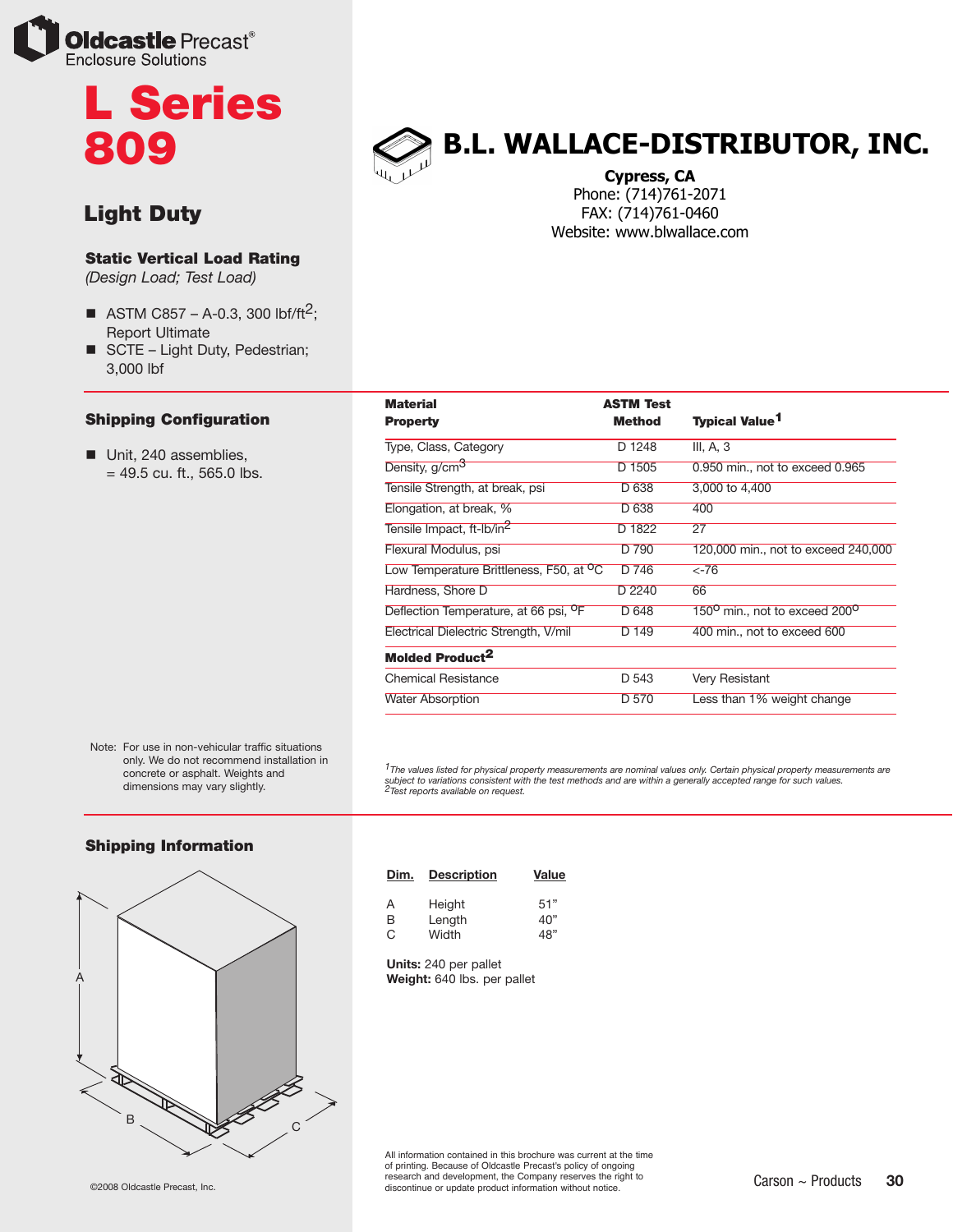Oldcastle Precast®
Enclosure Solutions

# L Series 809

## Light Duty

**Static Vertical Load Rating**
*(Design Load; Test Load)*

- ASTM C857 – A-0.3, 300 lbf/ft$^2$; Report Ultimate
- SCTE – Light Duty, Pedestrian; 3,000 lbf

# B.L. WALLACE-DISTRIBUTOR, INC.

**Cypress, CA**
Phone: (714)761-2071
FAX: (714)761-0460
Website: www.blwallace.com

### Shipping Configuration

- Unit, 240 assemblies, = 49.5 cu. ft., 565.0 lbs.

| Material Property | ASTM Test Method | Typical Value[1] |
|---|---|---|
| Type, Class, Category | D 1248 | III, A, 3 |
| Density, g/cm$^3$ | D 1505 | 0.950 min., not to exceed 0.965 |
| Tensile Strength, at break, psi | D 638 | 3,000 to 4,400 |
| Elongation, at break, % | D 638 | 400 |
| Tensile Impact, ft-lb/in$^2$ | D 1822 | 27 |
| Flexural Modulus, psi | D 790 | 120,000 min., not to exceed 240,000 |
| Low Temperature Brittleness, F50, at $^{o}$C | D 746 | <-76 |
| Hardness, Shore D | D 2240 | 66 |
| Deflection Temperature, at 66 psi, $^{o}$F | D 648 | 150$^{o}$ min., not to exceed 200$^{o}$ |
| Electrical Dielectric Strength, V/mil | D 149 | 400 min., not to exceed 600 |
| **Molded Product[2]** | | |
| Chemical Resistance | D 543 | Very Resistant |
| Water Absorption | D 570 | Less than 1% weight change |

Note: For use in non-vehicular traffic situations only. We do not recommend installation in concrete or asphalt. Weights and dimensions may vary slightly.

*[1]The values listed for physical property measurements are nominal values only. Certain physical property measurements are subject to variations consistent with the test methods and are within a generally accepted range for such values.*
*[2]Test reports available on request.*

### Shipping Information

A
B
C

| Dim. | Description | Value |
|---|---|---|
| A | Height | 51” |
| B | Length | 40” |
| C | Width | 48” |

**Units:** 240 per pallet
**Weight:** 640 lbs. per pallet

©2008 Oldcastle Precast, Inc.

All information contained in this brochure was current at the time of printing. Because of Oldcastle Precast's policy of ongoing research and development, the Company reserves the right to discontinue or update product information without notice.

Carson ~ Products